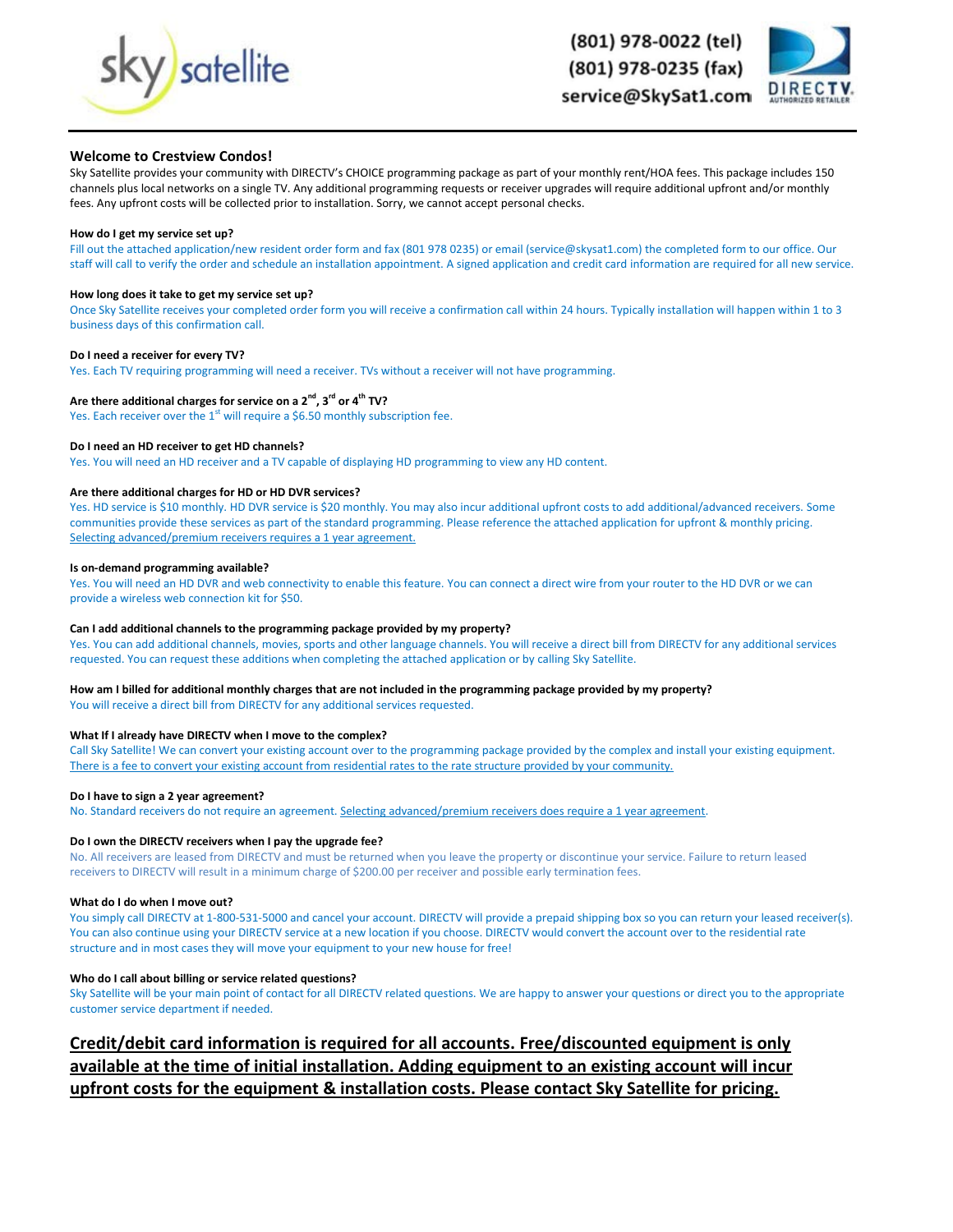sky satellite

(801) 978-0022 (tel)
(801) 978-0235 (fax)
service@SkySat1.com

DIRECTV AUTHORIZED RETAILER

## Welcome to Crestview Condos!

Sky Satellite provides your community with DIRECTV's CHOICE programming package as part of your monthly rent/HOA fees. This package includes 150 channels plus local networks on a single TV. Any additional programming requests or receiver upgrades will require additional upfront and/or monthly fees. Any upfront costs will be collected prior to installation. Sorry, we cannot accept personal checks.

**How do I get my service set up?**

Fill out the attached application/new resident order form and fax (801 978 0235) or email (service@skysat1.com) the completed form to our office. Our staff will call to verify the order and schedule an installation appointment. A signed application and credit card information are required for all new service.

**How long does it take to get my service set up?**

Once Sky Satellite receives your completed order form you will receive a confirmation call within 24 hours. Typically installation will happen within 1 to 3 business days of this confirmation call.

**Do I need a receiver for every TV?**

Yes. Each TV requiring programming will need a receiver. TVs without a receiver will not have programming.

**Are there additional charges for service on a 2nd, 3rd or 4th TV?**

Yes. Each receiver over the 1st will require a $6.50 monthly subscription fee.

**Do I need an HD receiver to get HD channels?**

Yes. You will need an HD receiver and a TV capable of displaying HD programming to view any HD content.

**Are there additional charges for HD or HD DVR services?**

Yes. HD service is $10 monthly. HD DVR service is $20 monthly. You may also incur additional upfront costs to add additional/advanced receivers. Some communities provide these services as part of the standard programming. Please reference the attached application for upfront & monthly pricing. <u>Selecting advanced/premium receivers requires a 1 year agreement.</u>

**Is on-demand programming available?**

Yes. You will need an HD DVR and web connectivity to enable this feature. You can connect a direct wire from your router to the HD DVR or we can provide a wireless web connection kit for $50.

**Can I add additional channels to the programming package provided by my property?**

Yes. You can add additional channels, movies, sports and other language channels. You will receive a direct bill from DIRECTV for any additional services requested. You can request these additions when completing the attached application or by calling Sky Satellite.

**How am I billed for additional monthly charges that are not included in the programming package provided by my property?**

You will receive a direct bill from DIRECTV for any additional services requested.

**What If I already have DIRECTV when I move to the complex?**

Call Sky Satellite! We can convert your existing account over to the programming package provided by the complex and install your existing equipment. <u>There is a fee to convert your existing account from residential rates to the rate structure provided by your community.</u>

**Do I have to sign a 2 year agreement?**

No. Standard receivers do not require an agreement. <u>Selecting advanced/premium receivers does require a 1 year agreement</u>.

**Do I own the DIRECTV receivers when I pay the upgrade fee?**

No. All receivers are leased from DIRECTV and must be returned when you leave the property or discontinue your service. Failure to return leased receivers to DIRECTV will result in a minimum charge of $200.00 per receiver and possible early termination fees.

**What do I do when I move out?**

You simply call DIRECTV at 1-800-531-5000 and cancel your account. DIRECTV will provide a prepaid shipping box so you can return your leased receiver(s). You can also continue using your DIRECTV service at a new location if you choose. DIRECTV would convert the account over to the residential rate structure and in most cases they will move your equipment to your new house for free!

**Who do I call about billing or service related questions?**

Sky Satellite will be your main point of contact for all DIRECTV related questions. We are happy to answer your questions or direct you to the appropriate customer service department if needed.

**<u>Credit/debit card information is required for all accounts. Free/discounted equipment is only available at the time of initial installation. Adding equipment to an existing account will incur upfront costs for the equipment & installation costs. Please contact Sky Satellite for pricing.</u>**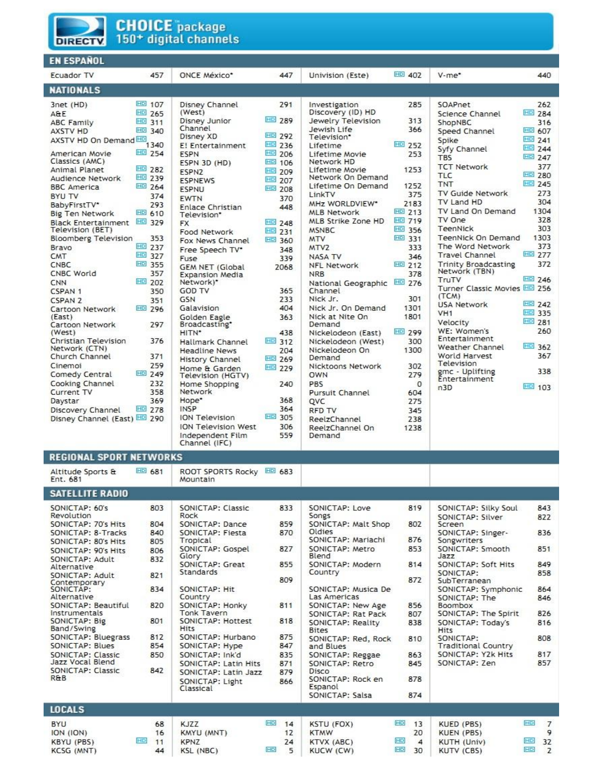# DIRECTV CHOICE™ package 150+ digital channels

## EN ESPAÑOL

| Channel | HD | Number |
|---|---|---|
| Ecuador TV | | 457 |
| ONCE México* | | 447 |
| Univision (Este) | HD | 402 |
| V-me* | | 440 |

## NATIONALS

| Channel | HD | Number |
|---|---|---|
| 3net (HD) | HD | 107 |
| A&E | HD | 265 |
| ABC Family | HD | 311 |
| AXSTV HD | HD | 340 |
| AXSTV HD On Demand | HD | 1340 |
| American Movie Classics (AMC) | HD | 254 |
| Animal Planet | HD | 282 |
| Audience Network | HD | 239 |
| BBC America | HD | 264 |
| BYU TV | | 374 |
| BabyFirstTV* | | 293 |
| Big Ten Network | HD | 610 |
| Black Entertainment Television (BET) | HD | 329 |
| Bloomberg Television | | 353 |
| Bravo | HD | 237 |
| CMT | HD | 327 |
| CNBC | HD | 355 |
| CNBC World | | 357 |
| CNN | HD | 202 |
| CSPAN 1 | | 350 |
| CSPAN 2 | | 351 |
| Cartoon Network (East) | HD | 296 |
| Cartoon Network (West) | | 297 |
| Christian Television Network (CTN) | | 376 |
| Church Channel | | 371 |
| Cinemoi | | 259 |
| Comedy Central | HD | 249 |
| Cooking Channel | | 232 |
| Current TV | | 358 |
| Daystar | | 369 |
| Discovery Channel | HD | 278 |
| Disney Channel (East) | HD | 290 |
| Disney Channel (West) | | 291 |
| Disney Junior Channel | HD | 289 |
| Disney XD | HD | 292 |
| E! Entertainment | HD | 236 |
| ESPN | HD | 206 |
| ESPN 3D (HD) | HD | 106 |
| ESPN2 | HD | 209 |
| ESPNEWS | HD | 207 |
| ESPNU | HD | 208 |
| EWTN | | 370 |
| Enlace Christian Television* | | 448 |
| FX | HD | 248 |
| Food Network | HD | 231 |
| Fox News Channel | HD | 360 |
| Free Speech TV* | | 348 |
| Fuse | | 339 |
| GEM NET (Global Expansion Media Network)* | | 2068 |
| GOD TV | | 365 |
| GSN | | 233 |
| Galavision | | 404 |
| Golden Eagle Broadcasting* | | 363 |
| HITN* | | 438 |
| Hallmark Channel | HD | 312 |
| Headline News | | 204 |
| History Channel | HD | 269 |
| Home & Garden Television (HGTV) | HD | 229 |
| Home Shopping Network | | 240 |
| Hope* | | 368 |
| INSP | | 364 |
| ION Television | HD | 305 |
| ION Television West | | 306 |
| Independent Film Channel (IFC) | | 559 |
| Investigation Discovery (ID) HD | | 285 |
| Jewelry Television | | 313 |
| Jewish Life Television* | | 366 |
| Lifetime | HD | 252 |
| Lifetime Movie Network HD | | 253 |
| Lifetime Movie Network On Demand | | 1253 |
| Lifetime On Demand | | 1252 |
| LinkTV | | 375 |
| MHz WORLDVIEW* | | 2183 |
| MLB Network | HD | 213 |
| MLB Strike Zone HD | HD | 719 |
| MSNBC | HD | 356 |
| MTV | HD | 331 |
| MTV2 | | 333 |
| NASA TV | | 346 |
| NFL Network | HD | 212 |
| NRB | | 378 |
| National Geographic Channel | HD | 276 |
| Nick Jr. | | 301 |
| Nick Jr. On Demand | | 1301 |
| Nick at Nite On Demand | | 1801 |
| Nickelodeon (East) | HD | 299 |
| Nickelodeon (West) | | 300 |
| Nickelodeon On Demand | | 1300 |
| Nicktoons Network | | 302 |
| OWN | | 279 |
| PBS | | 0 |
| Pursuit Channel | | 604 |
| QVC | | 275 |
| RFD TV | | 345 |
| ReelzChannel | | 238 |
| ReelzChannel On Demand | | 1238 |
| SOAPnet | | 262 |
| Science Channel | HD | 284 |
| ShopNBC | | 316 |
| Speed Channel | HD | 607 |
| Spike | HD | 241 |
| Syfy Channel | HD | 244 |
| TBS | HD | 247 |
| TCT Network | | 377 |
| TLC | HD | 280 |
| TNT | HD | 245 |
| TV Guide Network | | 273 |
| TV Land HD | | 304 |
| TV Land On Demand | | 1304 |
| TV One | | 328 |
| TeenNick | | 303 |
| TeenNick On Demand | | 1303 |
| The Word Network | | 373 |
| Travel Channel | HD | 277 |
| Trinity Broadcasting Network (TBN) | | 372 |
| TruTV | HD | 246 |
| Turner Classic Movies (TCM) | HD | 256 |
| USA Network | HD | 242 |
| VH1 | HD | 335 |
| Velocity | HD | 281 |
| WE: Women's Entertainment | | 260 |
| Weather Channel | HD | 362 |
| World Harvest Television | | 367 |
| gmc - Uplifting Entertainment | | 338 |
| n3D | HD | 103 |

## REGIONAL SPORT NETWORKS

| Channel | HD | Number |
|---|---|---|
| Altitude Sports & Ent. 681 | HD | 681 |
| ROOT SPORTS Rocky Mountain | HD | 683 |

## SATELLITE RADIO

| Channel | Number |
|---|---|
| SONICTAP: 60's Revolution | 803 |
| SONICTAP: 70's Hits | 804 |
| SONICTAP: 8-Tracks | 840 |
| SONICTAP: 80's Hits | 805 |
| SONICTAP: 90's Hits | 806 |
| SONICTAP: Adult Alternative | 832 |
| SONICTAP: Adult Contemporary | 821 |
| SONICTAP: Alternative | 834 |
| SONICTAP: Beautiful Instrumentals | 820 |
| SONICTAP: Big Band/Swing | 801 |
| SONICTAP: Bluegrass | 812 |
| SONICTAP: Blues | 854 |
| SONICTAP: Classic Jazz Vocal Blend | 850 |
| SONICTAP: Classic R&B | 842 |
| SONICTAP: Classic Rock | 833 |
| SONICTAP: Dance | 859 |
| SONICTAP: Fiesta Tropical | 870 |
| SONICTAP: Gospel Glory | 827 |
| SONICTAP: Great Standards | 855 |
| | 809 |
| SONICTAP: Hit Country | 834 |
| SONICTAP: Honky Tonk Tavern | 811 |
| SONICTAP: Hottest Hits | 818 |
| SONICTAP: Hurbano | 875 |
| SONICTAP: Hype | 847 |
| SONICTAP: Ink'd | 835 |
| SONICTAP: Latin Hits | 871 |
| SONICTAP: Latin Jazz | 879 |
| SONICTAP: Light Classical | 866 |
| SONICTAP: Love Songs | 819 |
| SONICTAP: Malt Shop Oldies | 802 |
| SONICTAP: Mariachi | 876 |
| SONICTAP: Metro Blend | 853 |
| SONICTAP: Modern Country | 814 |
| | 872 |
| SONICTAP: Musica De Las Americas | |
| SONICTAP: New Age | 856 |
| SONICTAP: Rat Pack | 807 |
| SONICTAP: Reality Bites | 838 |
| SONICTAP: Red, Rock and Blues | 810 |
| SONICTAP: Reggae | 863 |
| SONICTAP: Retro Disco | 845 |
| SONICTAP: Rock en Espanol | 878 |
| SONICTAP: Salsa | 874 |
| SONICTAP: Silky Soul | 843 |
| SONICTAP: Silver Screen | 822 |
| SONICTAP: Singer-Songwriters | 836 |
| SONICTAP: Smooth Jazz | 851 |
| SONICTAP: Soft Hits | 849 |
| SONICTAP: SubTerranean | 858 |
| SONICTAP: Symphonic | 864 |
| SONICTAP: The Boombox | 846 |
| SONICTAP: The Spirit Hits | 826 |
| SONICTAP: Today's Hits | 816 |
| SONICTAP: Traditional Country | 808 |
| SONICTAP: Y2k Hits | 817 |
| SONICTAP: Zen | 857 |

## LOCALS

| Channel | HD | Number |
|---|---|---|
| BYU | | 68 |
| ION (ION) | | 16 |
| KBYU (PBS) | HD | 11 |
| KCSG (MNT) | | 44 |
| KJZZ | HD | 14 |
| KMYU (MNT) | | 12 |
| KPNZ | | 24 |
| KSL (NBC) | HD | 5 |
| KSTU (FOX) | HD | 13 |
| KTMW | | 20 |
| KTVX (ABC) | HD | 4 |
| KUCW (CW) | HD | 30 |
| KUED (PBS) | HD | 7 |
| KUEN (PBS) | | 9 |
| KUTH (Univ) | HD | 32 |
| KUTV (CBS) | HD | 2 |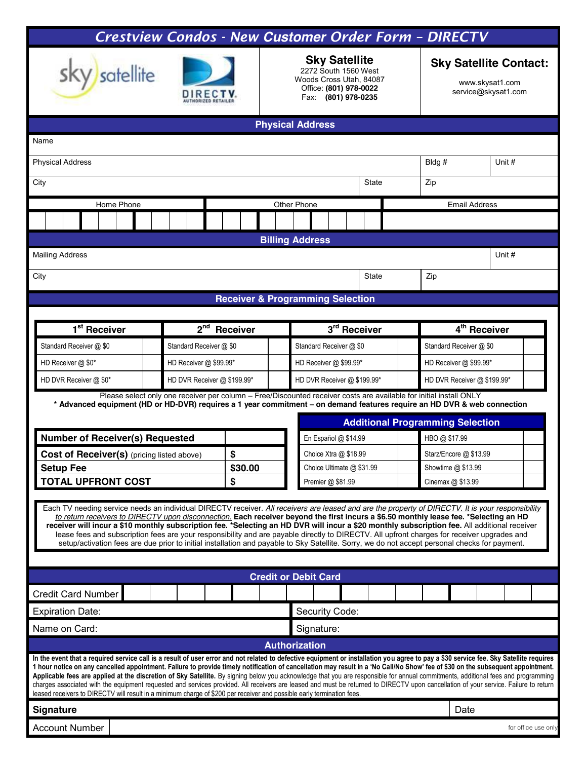# Crestview Condos - New Customer Order Form – DIRECTV

**Sky Satellite**
2272 South 1560 West
Woods Cross Utah, 84087
Office: **(801) 978-0022**
Fax: **(801) 978-0235**

**Sky Satellite Contact:**
www.skysat1.com
service@skysat1.com

## Physical Address

| | | | |
|---|---|---|---|
| Name | | | |
| Physical Address | | Bldg # | Unit # |
| City | State | Zip | |

| Home Phone | Other Phone | Email Address |
|---|---|---|
| | | |

## Billing Address

| | | |
|---|---|---|
| Mailing Address | | Unit # |
| City | State | Zip |

## Receiver & Programming Selection

| 1st Receiver | | 2nd Receiver | | 3rd Receiver | | 4th Receiver | |
|---|---|---|---|---|---|---|---|
| Standard Receiver @ $0 | | Standard Receiver @ $0 | | Standard Receiver @ $0 | | Standard Receiver @ $0 | |
| HD Receiver @ $0* | | HD Receiver @ $99.99* | | HD Receiver @ $99.99* | | HD Receiver @ $99.99* | |
| HD DVR Receiver @ $0* | | HD DVR Receiver @ $199.99* | | HD DVR Receiver @ $199.99* | | HD DVR Receiver @ $199.99* | |

Please select only one receiver per column – Free/Discounted receiver costs are available for initial install ONLY

**\* Advanced equipment (HD or HD-DVR) requires a 1 year commitment – on demand features require an HD DVR & web connection**

| | |
|---|---|
| **Number of Receiver(s) Requested** | |
| **Cost of Receiver(s)** (pricing listed above) | **$** |
| **Setup Fee** | **$30.00** |
| **TOTAL UPFRONT COST** | **$** |

### Additional Programming Selection

| | | | |
|---|---|---|---|
| En Español @ $14.99 | | HBO @ $17.99 | |
| Choice Xtra @ $18.99 | | Starz/Encore @ $13.99 | |
| Choice Ultimate @ $31.99 | | Showtime @ $13.99 | |
| Premier @ $81.99 | | Cinemax @ $13.99 | |

Each TV needing service needs an individual DIRECTV receiver. _All receivers are leased and are the property of DIRECTV. It is your responsibility to return receivers to DIRECTV upon disconnection._ **Each receiver beyond the first incurs a $6.50 monthly lease fee. \*Selecting an HD receiver will incur a $10 monthly subscription fee. \*Selecting an HD DVR will incur a $20 monthly subscription fee.** All additional receiver lease fees and subscription fees are your responsibility and are payable directly to DIRECTV. All upfront charges for receiver upgrades and setup/activation fees are due prior to initial installation and payable to Sky Satellite. Sorry, we do not accept personal checks for payment.

## Credit or Debit Card

| | |
|---|---|
| Credit Card Number | |
| Expiration Date: | Security Code: |
| Name on Card: | Signature: |

## Authorization

**In the event that a required service call is a result of user error and not related to defective equipment or installation you agree to pay a $30 service fee. Sky Satellite requires 1 hour notice on any cancelled appointment. Failure to provide timely notification of cancellation may result in a 'No Call/No Show' fee of $30 on the subsequent appointment. Applicable fees are applied at the discretion of Sky Satellite.** By signing below you acknowledge that you are responsible for annual commitments, additional fees and programming charges associated with the equipment requested and services provided. All receivers are leased and must be returned to DIRECTV upon cancellation of your service. Failure to return leased receivers to DIRECTV will result in a minimum charge of $200 per receiver and possible early termination fees.

| | |
|---|---|
| **Signature** | Date |
| Account Number | for office use only |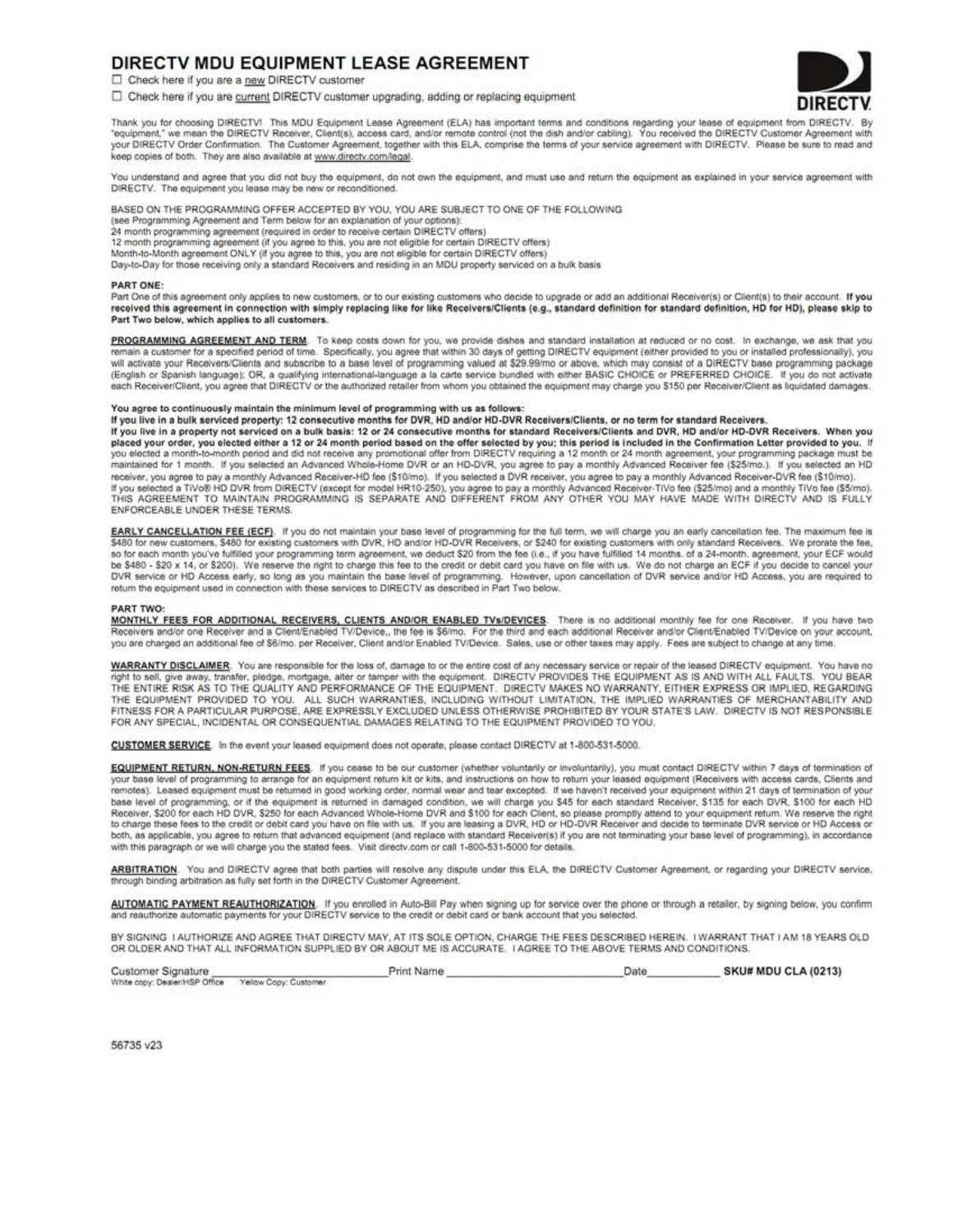# DIRECTV MDU EQUIPMENT LEASE AGREEMENT

☐ Check here if you are a <u>new</u> DIRECTV customer

☐ Check here if you are <u>current</u> DIRECTV customer upgrading, adding or replacing equipment

Thank you for choosing DIRECTV! This MDU Equipment Lease Agreement (ELA) has important terms and conditions regarding your lease of equipment from DIRECTV. By "equipment," we mean the DIRECTV Receiver, Client(s), access card, and/or remote control (not the dish and/or cabling). You received the DIRECTV Customer Agreement with your DIRECTV Order Confirmation. The Customer Agreement, together with this ELA, comprise the terms of your service agreement with DIRECTV. Please be sure to read and keep copies of both. They are also available at www.directv.com/legal.

You understand and agree that you did not buy the equipment, do not own the equipment, and must use and return the equipment as explained in your service agreement with DIRECTV. The equipment you lease may be new or reconditioned.

BASED ON THE PROGRAMMING OFFER ACCEPTED BY YOU, YOU ARE SUBJECT TO ONE OF THE FOLLOWING
(see Programming Agreement and Term below for an explanation of your options):
24 month programming agreement (required in order to receive certain DIRECTV offers)
12 month programming agreement (if you agree to this, you are not eligible for certain DIRECTV offers)
Month-to-Month agreement ONLY (if you agree to this, you are not eligible for certain DIRECTV offers)
Day-to-Day for those receiving only a standard Receivers and residing in an MDU property serviced on a bulk basis

**PART ONE:**
Part One of this agreement only applies to new customers, or to our existing customers who decide to upgrade or add an additional Receiver(s) or Client(s) to their account. **If you received this agreement in connection with simply replacing like for like Receivers/Clients (e.g., standard definition for standard definition, HD for HD), please skip to Part Two below, which applies to all customers.**

**<u>PROGRAMMING AGREEMENT AND TERM</u>**. To keep costs down for you, we provide dishes and standard installation at reduced or no cost. In exchange, we ask that you remain a customer for a specified period of time. Specifically, you agree that within 30 days of getting DIRECTV equipment (either provided to you or installed professionally), you will activate your Receivers/Clients and subscribe to a base level of programming valued at $29.99/mo or above, which may consist of a DIRECTV base programming package (English or Spanish language); OR, a qualifying international-language a la carte service bundled with either BASIC CHOICE or PREFERRED CHOICE. If you do not activate each Receiver/Client, you agree that DIRECTV or the authorized retailer from whom you obtained the equipment may charge you $150 per Receiver/Client as liquidated damages.

**You agree to continuously maintain the minimum level of programming with us as follows:**
**If you live in a bulk serviced property: 12 consecutive months for DVR, HD and/or HD-DVR Receivers/Clients, or no term for standard Receivers.**
**If you live in a property not serviced on a bulk basis: 12 or 24 consecutive months for standard Receivers/Clients and DVR, HD and/or HD-DVR Receivers. When you placed your order, you elected either a 12 or 24 month period based on the offer selected by you; this period is included in the Confirmation Letter provided to you.** If you elected a month-to-month period and did not receive any promotional offer from DIRECTV requiring a 12 month or 24 month agreement, your programming package must be maintained for 1 month. If you selected an Advanced Whole-Home DVR or an HD-DVR, you agree to pay a monthly Advanced Receiver fee ($25/mo.). If you selected an HD receiver, you agree to pay a monthly Advanced Receiver-HD fee ($10/mo). If you selected a DVR receiver, you agree to pay a monthly Advanced Receiver-DVR fee ($10/mo). If you selected a TiVo® HD DVR from DIRECTV (except for model HR10-250), you agree to pay a monthly Advanced Receiver-TiVo fee ($25/mo) and a monthly TiVo fee ($5/mo). THIS AGREEMENT TO MAINTAIN PROGRAMMING IS SEPARATE AND DIFFERENT FROM ANY OTHER YOU MAY HAVE MADE WITH DIRECTV AND IS FULLY ENFORCEABLE UNDER THESE TERMS.

**<u>EARLY CANCELLATION FEE (ECF)</u>**. If you do not maintain your base level of programming for the full term, we will charge you an early cancellation fee. The maximum fee is $480 for new customers, $480 for existing customers with DVR, HD and/or HD-DVR Receivers, or $240 for existing customers with only standard Receivers. We prorate the fee, so for each month you've fulfilled your programming term agreement, we deduct $20 from the fee (i.e., if you have fulfilled 14 months. of a 24-month. agreement, your ECF would be $480 - $20 x 14, or $200). We reserve the right to charge this fee to the credit or debit card you have on file with us. We do not charge an ECF if you decide to cancel your DVR service or HD Access early, so long as you maintain the base level of programming. However, upon cancellation of DVR service and/or HD Access, you are required to return the equipment used in connection with these services to DIRECTV as described in Part Two below.

**PART TWO:**
**<u>MONTHLY FEES FOR ADDITIONAL RECEIVERS, CLIENTS AND/OR ENABLED TVs/DEVICES</u>**. There is no additional monthly fee for one Receiver. If you have two Receivers and/or one Receiver and a Client/Enabled TV/Device,, the fee is $6/mo. For the third and each additional Receiver and/or Client/Enabled TV/Device on your account, you are charged an additional fee of $6/mo. per Receiver, Client and/or Enabled TV/Device. Sales, use or other taxes may apply. Fees are subject to change at any time.

**<u>WARRANTY DISCLAIMER</u>**. You are responsible for the loss of, damage to or the entire cost of any necessary service or repair of the leased DIRECTV equipment. You have no right to sell, give away, transfer, pledge, mortgage, alter or tamper with the equipment. DIRECTV PROVIDES THE EQUIPMENT AS IS AND WITH ALL FAULTS. YOU BEAR THE ENTIRE RISK AS TO THE QUALITY AND PERFORMANCE OF THE EQUIPMENT. DIRECTV MAKES NO WARRANTY, EITHER EXPRESS OR IMPLIED, REGARDING THE EQUIPMENT PROVIDED TO YOU. ALL SUCH WARRANTIES, INCLUDING WITHOUT LIMITATION, THE IMPLIED WARRANTIES OF MERCHANTABILITY AND FITNESS FOR A PARTICULAR PURPOSE, ARE EXPRESSLY EXCLUDED UNLESS OTHERWISE PROHIBITED BY YOUR STATE'S LAW. DIRECTV IS NOT RESPONSIBLE FOR ANY SPECIAL, INCIDENTAL OR CONSEQUENTIAL DAMAGES RELATING TO THE EQUIPMENT PROVIDED TO YOU.

**<u>CUSTOMER SERVICE</u>**. In the event your leased equipment does not operate, please contact DIRECTV at 1-800-531-5000.

**<u>EQUIPMENT RETURN, NON-RETURN FEES</u>**. If you cease to be our customer (whether voluntarily or involuntarily), you must contact DIRECTV within 7 days of termination of your base level of programming to arrange for an equipment return kit or kits, and instructions on how to return your leased equipment (Receivers with access cards, Clients and remotes). Leased equipment must be returned in good working order, normal wear and tear excepted. If we haven't received your equipment within 21 days of termination of your base level of programming, or if the equipment is returned in damaged condition, we will charge you $45 for each standard Receiver, $135 for each DVR, $100 for each HD Receiver, $200 for each HD DVR, $250 for each Advanced Whole-Home DVR and $100 for each Client, so please promptly attend to your equipment return. We reserve the right to charge these fees to the credit or debit card you have on file with us. If you are leasing a DVR, HD or HD-DVR Receiver and decide to terminate DVR service or HD Access or both, as applicable, you agree to return that advanced equipment (and replace with standard Receiver(s) if you are not terminating your base level of programming), in accordance with this paragraph or we will charge you the stated fees. Visit directv.com or call 1-800-531-5000 for details.

**<u>ARBITRATION</u>**. You and DIRECTV agree that both parties will resolve any dispute under this ELA, the DIRECTV Customer Agreement, or regarding your DIRECTV service, through binding arbitration as fully set forth in the DIRECTV Customer Agreement.

**<u>AUTOMATIC PAYMENT REAUTHORIZATION</u>**. If you enrolled in Auto-Bill Pay when signing up for service over the phone or through a retailer, by signing below, you confirm and reauthorize automatic payments for your DIRECTV service to the credit or debit card or bank account that you selected.

BY SIGNING I AUTHORIZE AND AGREE THAT DIRECTV MAY, AT ITS SOLE OPTION, CHARGE THE FEES DESCRIBED HEREIN. I WARRANT THAT I AM 18 YEARS OLD OR OLDER AND THAT ALL INFORMATION SUPPLIED BY OR ABOUT ME IS ACCURATE. I AGREE TO THE ABOVE TERMS AND CONDITIONS.

Customer Signature ______________________ Print Name ______________________ Date__________ **SKU# MDU CLA (0213)**

White copy: Dealer/HSP Office Yellow Copy: Customer

56735 v23